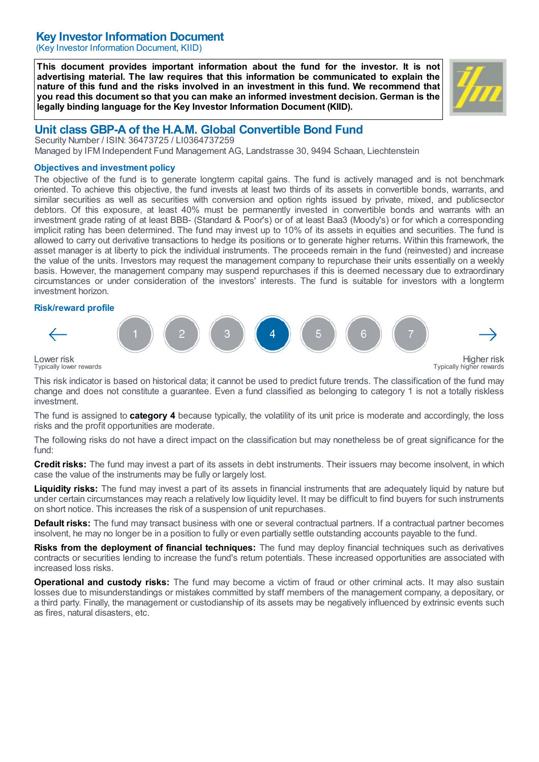# Key Investor Information Document

(Key Investor Information Document, KIID)

**This document provides important information about the fund for the investor. It is not advertising material. The law requires that this information be communicated to explain the nature of this fund and the risks involved in an investment in this fund. We recommend that you read this document so that you can make an informed investment decision. German is the legally binding language for the Key Investor Information Document (KIID).**

## Unit class GBP-A of the H.A.M. Global Convertible Bond Fund

Security Number / ISIN: 36473725 / LI0364737259

Managed by IFM Independent Fund Management AG, Landstrasse 30, 9494 Schaan, Liechtenstein

### Objectives and investment policy

The objective of the fund is to generate longterm capital gains. The fund is actively managed and is not benchmark oriented. To achieve this objective, the fund invests at least two thirds of its assets in convertible bonds, warrants, and similar securities as well as securities with conversion and option rights issued by private, mixed, and publicsector debtors. Of this exposure, at least 40% must be permanently invested in convertible bonds and warrants with an investment grade rating of at least BBB- (Standard & Poor's) or of at least Baa3 (Moody's) or for which a corresponding implicit rating has been determined. The fund may invest up to 10% of its assets in equities and securities. The fund is allowed to carry out derivative transactions to hedge its positions or to generate higher returns. Within this framework, the asset manager is at liberty to pick the individual instruments. The proceeds remain in the fund (reinvested) and increase the value of the units. Investors may request the management company to repurchase their units essentially on a weekly basis. However, the management company may suspend repurchases if this is deemed necessary due to extraordinary circumstances or under consideration of the investors' interests. The fund is suitable for investors with a longterm investment horizon.

### Risk/reward profile

| 1 | 2 | 3 | **4** | 5 | 6 | 7 |
|---|---|---|---|---|---|---|

Lower risk
Typically lower rewards

Higher risk
Typically higher rewards

This risk indicator is based on historical data; it cannot be used to predict future trends. The classification of the fund may change and does not constitute a guarantee. Even a fund classified as belonging to category 1 is not a totally riskless investment.

The fund is assigned to **category 4** because typically, the volatility of its unit price is moderate and accordingly, the loss risks and the profit opportunities are moderate.

The following risks do not have a direct impact on the classification but may nonetheless be of great significance for the fund:

**Credit risks:** The fund may invest a part of its assets in debt instruments. Their issuers may become insolvent, in which case the value of the instruments may be fully or largely lost.

**Liquidity risks:** The fund may invest a part of its assets in financial instruments that are adequately liquid by nature but under certain circumstances may reach a relatively low liquidity level. It may be difficult to find buyers for such instruments on short notice. This increases the risk of a suspension of unit repurchases.

**Default risks:** The fund may transact business with one or several contractual partners. If a contractual partner becomes insolvent, he may no longer be in a position to fully or even partially settle outstanding accounts payable to the fund.

**Risks from the deployment of financial techniques:** The fund may deploy financial techniques such as derivatives contracts or securities lending to increase the fund's return potentials. These increased opportunities are associated with increased loss risks.

**Operational and custody risks:** The fund may become a victim of fraud or other criminal acts. It may also sustain losses due to misunderstandings or mistakes committed by staff members of the management company, a depositary, or a third party. Finally, the management or custodianship of its assets may be negatively influenced by extrinsic events such as fires, natural disasters, etc.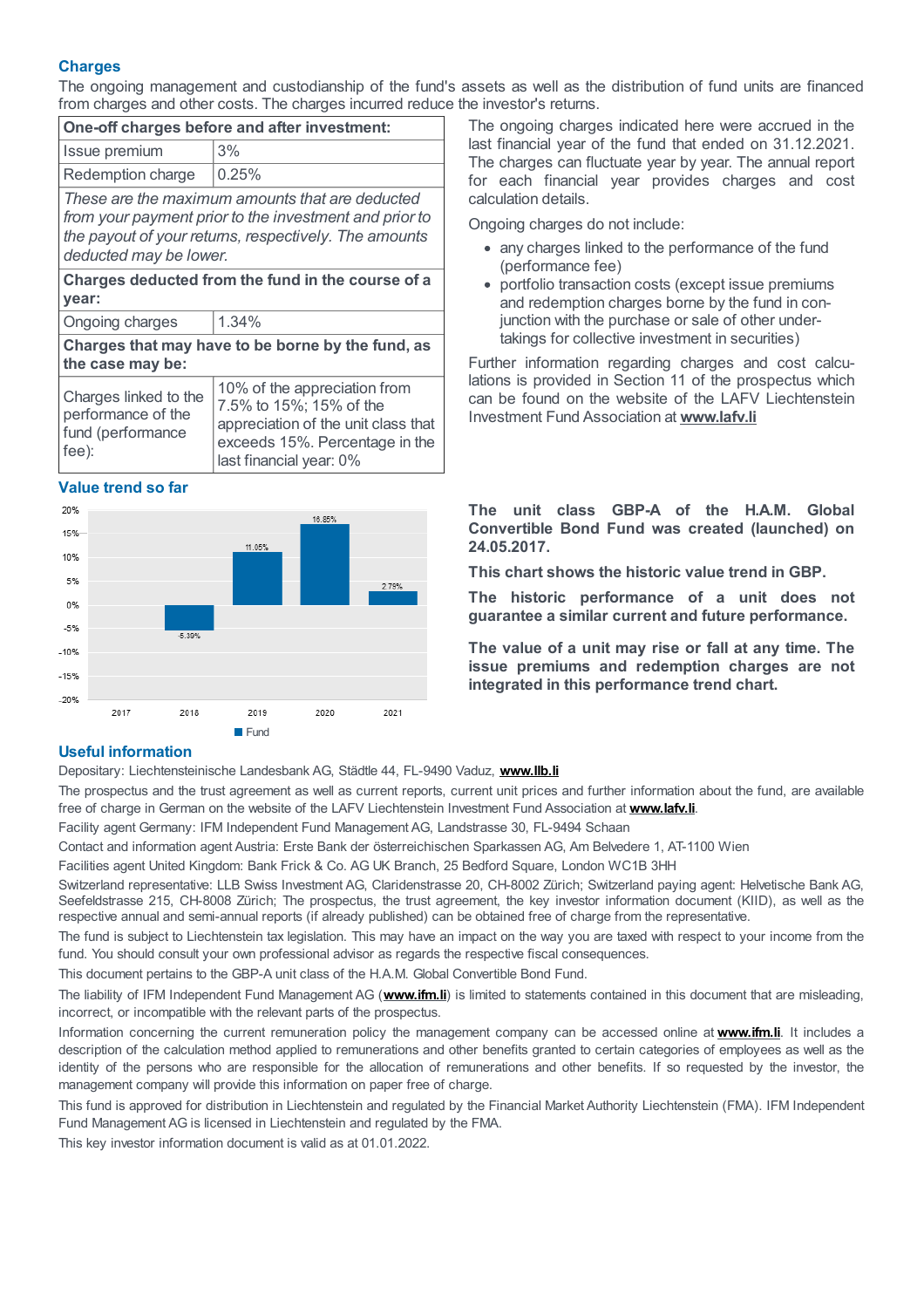## Charges

The ongoing management and custodianship of the fund's assets as well as the distribution of fund units are financed from charges and other costs. The charges incurred reduce the investor's returns.

| **One-off charges before and after investment:** | |
|---|---|
| Issue premium | 3% |
| Redemption charge | 0.25% |
| *These are the maximum amounts that are deducted from your payment prior to the investment and prior to the payout of your returns, respectively. The amounts deducted may be lower.* | |
| **Charges deducted from the fund in the course of a year:** | |
| Ongoing charges | 1.34% |
| **Charges that may have to be borne by the fund, as the case may be:** | |
| Charges linked to the performance of the fund (performance fee): | 10% of the appreciation from 7.5% to 15%; 15% of the appreciation of the unit class that exceeds 15%. Percentage in the last financial year: 0% |

The ongoing charges indicated here were accrued in the last financial year of the fund that ended on 31.12.2021. The charges can fluctuate year by year. The annual report for each financial year provides charges and cost calculation details.

Ongoing charges do not include:

- any charges linked to the performance of the fund (performance fee)
- portfolio transaction costs (except issue premiums and redemption charges borne by the fund in conjunction with the purchase or sale of other undertakings for collective investment in securities)

Further information regarding charges and cost calculations is provided in Section 11 of the prospectus which can be found on the website of the LAFV Liechtenstein Investment Fund Association at **www.lafv.li**

## Value trend so far

20%
15%
10%
5%
0%
-5%
-10%
-15%
-20%

-5.39%
11.05%
16.85%
2.79%

2017 2018 2019 2020 2021

Fund

**The unit class GBP-A of the H.A.M. Global Convertible Bond Fund was created (launched) on 24.05.2017.**

**This chart shows the historic value trend in GBP.**

**The historic performance of a unit does not guarantee a similar current and future performance.**

**The value of a unit may rise or fall at any time. The issue premiums and redemption charges are not integrated in this performance trend chart.**

## Useful information

Depositary: Liechtensteinische Landesbank AG, Städtle 44, FL-9490 Vaduz, **www.llb.li**

The prospectus and the trust agreement as well as current reports, current unit prices and further information about the fund, are available free of charge in German on the website of the LAFV Liechtenstein Investment Fund Association at **www.lafv.li**.

Facility agent Germany: IFM Independent Fund Management AG, Landstrasse 30, FL-9494 Schaan

Contact and information agent Austria: Erste Bank der österreichischen Sparkassen AG, Am Belvedere 1, AT-1100 Wien

Facilities agent United Kingdom: Bank Frick & Co. AG UK Branch, 25 Bedford Square, London WC1B 3HH

Switzerland representative: LLB Swiss Investment AG, Claridenstrasse 20, CH-8002 Zürich; Switzerland paying agent: Helvetische Bank AG, Seefeldstrasse 215, CH-8008 Zürich; The prospectus, the trust agreement, the key investor information document (KIID), as well as the respective annual and semi-annual reports (if already published) can be obtained free of charge from the representative.

The fund is subject to Liechtenstein tax legislation. This may have an impact on the way you are taxed with respect to your income from the fund. You should consult your own professional advisor as regards the respective fiscal consequences.

This document pertains to the GBP-A unit class of the H.A.M. Global Convertible Bond Fund.

The liability of IFM Independent Fund Management AG (**www.ifm.li**) is limited to statements contained in this document that are misleading, incorrect, or incompatible with the relevant parts of the prospectus.

Information concerning the current remuneration policy the management company can be accessed online at **www.ifm.li**. It includes a description of the calculation method applied to remunerations and other benefits granted to certain categories of employees as well as the identity of the persons who are responsible for the allocation of remunerations and other benefits. If so requested by the investor, the management company will provide this information on paper free of charge.

This fund is approved for distribution in Liechtenstein and regulated by the Financial Market Authority Liechtenstein (FMA). IFM Independent Fund Management AG is licensed in Liechtenstein and regulated by the FMA.

This key investor information document is valid as at 01.01.2022.